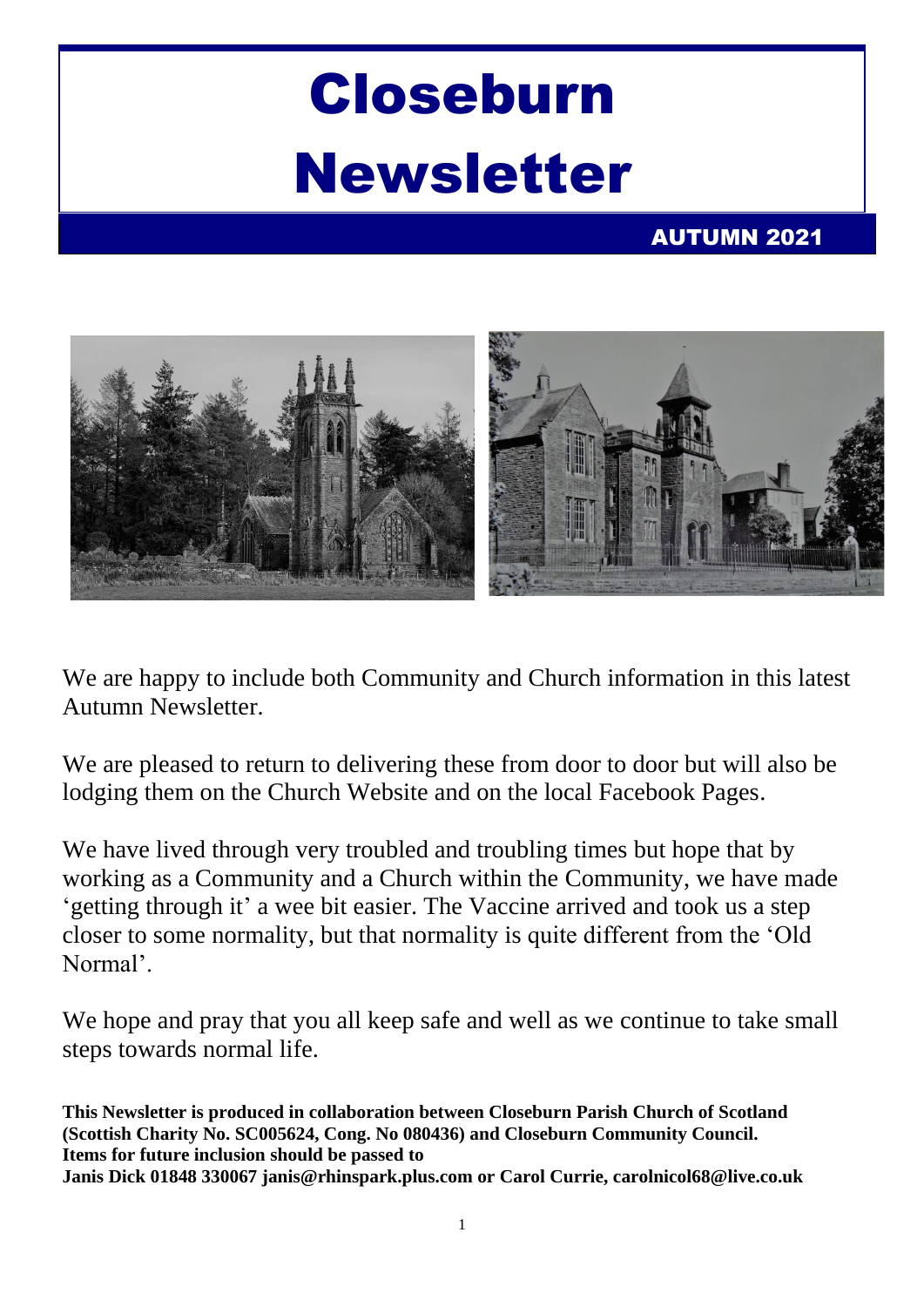# Closeburn Newsletter

**AUTUMN 2021**

We are happy to include both Community and Church information in this latest Autumn Newsletter.

We are pleased to return to delivering these from door to door but will also be lodging them on the Church Website and on the local Facebook Pages.

We have lived through very troubled and troubling times but hope that by working as a Community and a Church within the Community, we have made 'getting through it' a wee bit easier. The Vaccine arrived and took us a step closer to some normality, but that normality is quite different from the 'Old Normal'.

We hope and pray that you all keep safe and well as we continue to take small steps towards normal life.

**This Newsletter is produced in collaboration between Closeburn Parish Church of Scotland (Scottish Charity No. SC005624, Cong. No 080436) and Closeburn Community Council. Items for future inclusion should be passed to Janis Dick 01848 330067 janis@rhinspark.plus.com or Carol Currie, carolnicol68@live.co.uk**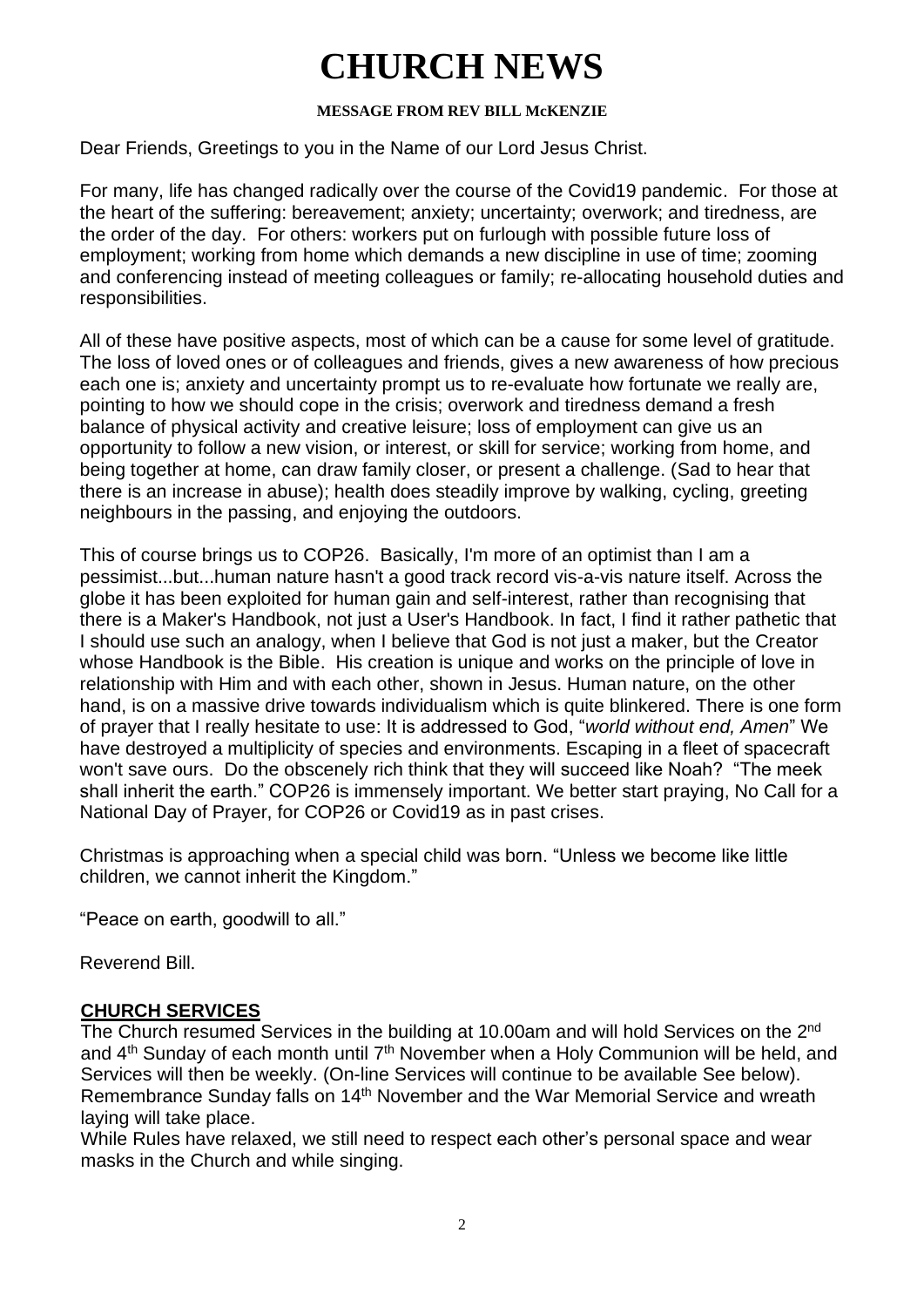# CHURCH NEWS

**MESSAGE FROM REV BILL McKENZIE**

Dear Friends, Greetings to you in the Name of our Lord Jesus Christ.

For many, life has changed radically over the course of the Covid19 pandemic. For those at the heart of the suffering: bereavement; anxiety; uncertainty; overwork; and tiredness, are the order of the day. For others: workers put on furlough with possible future loss of employment; working from home which demands a new discipline in use of time; zooming and conferencing instead of meeting colleagues or family; re-allocating household duties and responsibilities.

All of these have positive aspects, most of which can be a cause for some level of gratitude. The loss of loved ones or of colleagues and friends, gives a new awareness of how precious each one is; anxiety and uncertainty prompt us to re-evaluate how fortunate we really are, pointing to how we should cope in the crisis; overwork and tiredness demand a fresh balance of physical activity and creative leisure; loss of employment can give us an opportunity to follow a new vision, or interest, or skill for service; working from home, and being together at home, can draw family closer, or present a challenge. (Sad to hear that there is an increase in abuse); health does steadily improve by walking, cycling, greeting neighbours in the passing, and enjoying the outdoors.

This of course brings us to COP26. Basically, I'm more of an optimist than I am a pessimist...but...human nature hasn't a good track record vis-a-vis nature itself. Across the globe it has been exploited for human gain and self-interest, rather than recognising that there is a Maker's Handbook, not just a User's Handbook. In fact, I find it rather pathetic that I should use such an analogy, when I believe that God is not just a maker, but the Creator whose Handbook is the Bible. His creation is unique and works on the principle of love in relationship with Him and with each other, shown in Jesus. Human nature, on the other hand, is on a massive drive towards individualism which is quite blinkered. There is one form of prayer that I really hesitate to use: It is addressed to God, "*world without end, Amen*" We have destroyed a multiplicity of species and environments. Escaping in a fleet of spacecraft won't save ours. Do the obscenely rich think that they will succeed like Noah? "The meek shall inherit the earth." COP26 is immensely important. We better start praying, No Call for a National Day of Prayer, for COP26 or Covid19 as in past crises.

Christmas is approaching when a special child was born. "Unless we become like little children, we cannot inherit the Kingdom."

"Peace on earth, goodwill to all."

Reverend Bill.

## CHURCH SERVICES

The Church resumed Services in the building at 10.00am and will hold Services on the 2nd and 4th Sunday of each month until 7th November when a Holy Communion will be held, and Services will then be weekly. (On-line Services will continue to be available See below). Remembrance Sunday falls on 14th November and the War Memorial Service and wreath laying will take place.

While Rules have relaxed, we still need to respect each other's personal space and wear masks in the Church and while singing.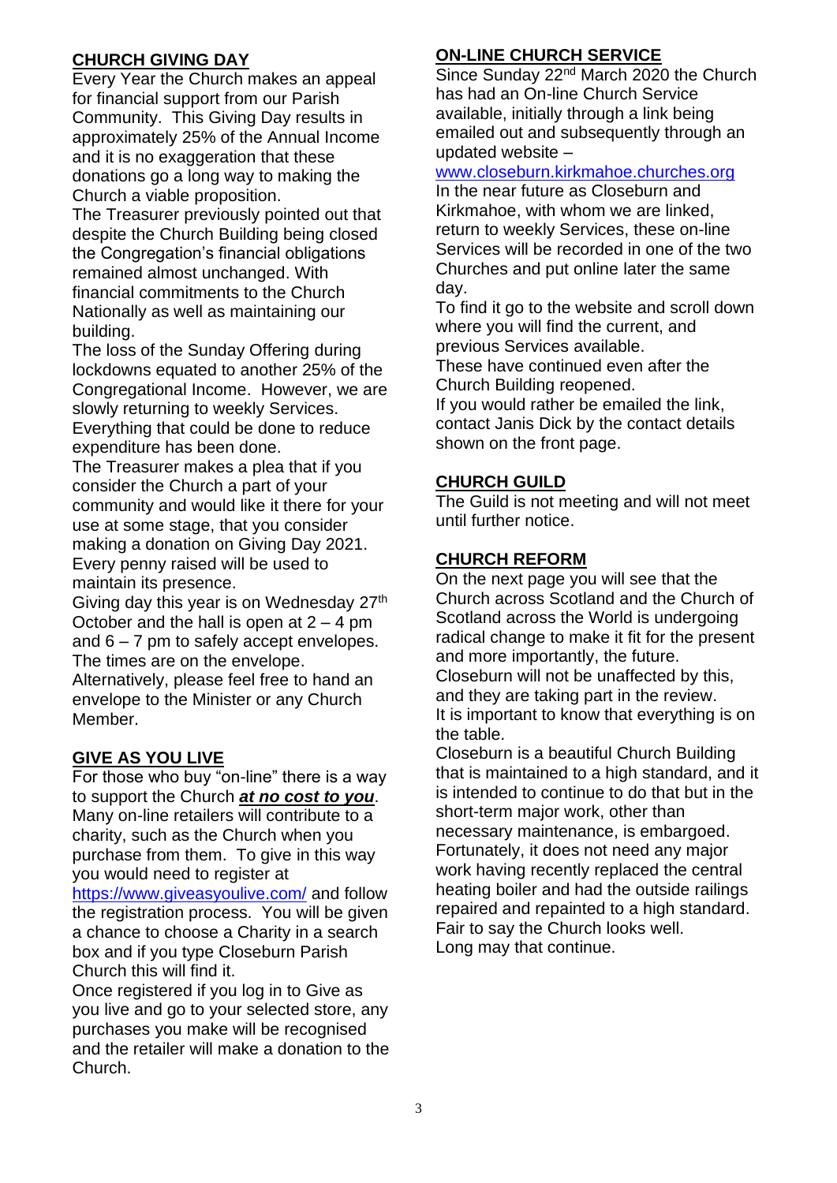## CHURCH GIVING DAY

Every Year the Church makes an appeal for financial support from our Parish Community. This Giving Day results in approximately 25% of the Annual Income and it is no exaggeration that these donations go a long way to making the Church a viable proposition.

The Treasurer previously pointed out that despite the Church Building being closed the Congregation's financial obligations remained almost unchanged. With financial commitments to the Church Nationally as well as maintaining our building.

The loss of the Sunday Offering during lockdowns equated to another 25% of the Congregational Income. However, we are slowly returning to weekly Services. Everything that could be done to reduce expenditure has been done.

The Treasurer makes a plea that if you consider the Church a part of your community and would like it there for your use at some stage, that you consider making a donation on Giving Day 2021. Every penny raised will be used to maintain its presence.

Giving day this year is on Wednesday 27th October and the hall is open at 2 – 4 pm and 6 – 7 pm to safely accept envelopes. The times are on the envelope.

Alternatively, please feel free to hand an envelope to the Minister or any Church Member.

## GIVE AS YOU LIVE

For those who buy "on-line" there is a way to support the Church ***at no cost to you***. Many on-line retailers will contribute to a charity, such as the Church when you purchase from them. To give in this way you would need to register at https://www.giveasyoulive.com/ and follow the registration process. You will be given a chance to choose a Charity in a search box and if you type Closeburn Parish Church this will find it.

Once registered if you log in to Give as you live and go to your selected store, any purchases you make will be recognised and the retailer will make a donation to the Church.

## ON-LINE CHURCH SERVICE

Since Sunday 22nd March 2020 the Church has had an On-line Church Service available, initially through a link being emailed out and subsequently through an updated website – www.closeburn.kirkmahoe.churches.org

In the near future as Closeburn and Kirkmahoe, with whom we are linked, return to weekly Services, these on-line Services will be recorded in one of the two Churches and put online later the same day.

To find it go to the website and scroll down where you will find the current, and previous Services available.

These have continued even after the Church Building reopened.

If you would rather be emailed the link, contact Janis Dick by the contact details shown on the front page.

## CHURCH GUILD

The Guild is not meeting and will not meet until further notice.

## CHURCH REFORM

On the next page you will see that the Church across Scotland and the Church of Scotland across the World is undergoing radical change to make it fit for the present and more importantly, the future.

Closeburn will not be unaffected by this, and they are taking part in the review.

It is important to know that everything is on the table.

Closeburn is a beautiful Church Building that is maintained to a high standard, and it is intended to continue to do that but in the short-term major work, other than necessary maintenance, is embargoed. Fortunately, it does not need any major work having recently replaced the central heating boiler and had the outside railings repaired and repainted to a high standard. Fair to say the Church looks well.

Long may that continue.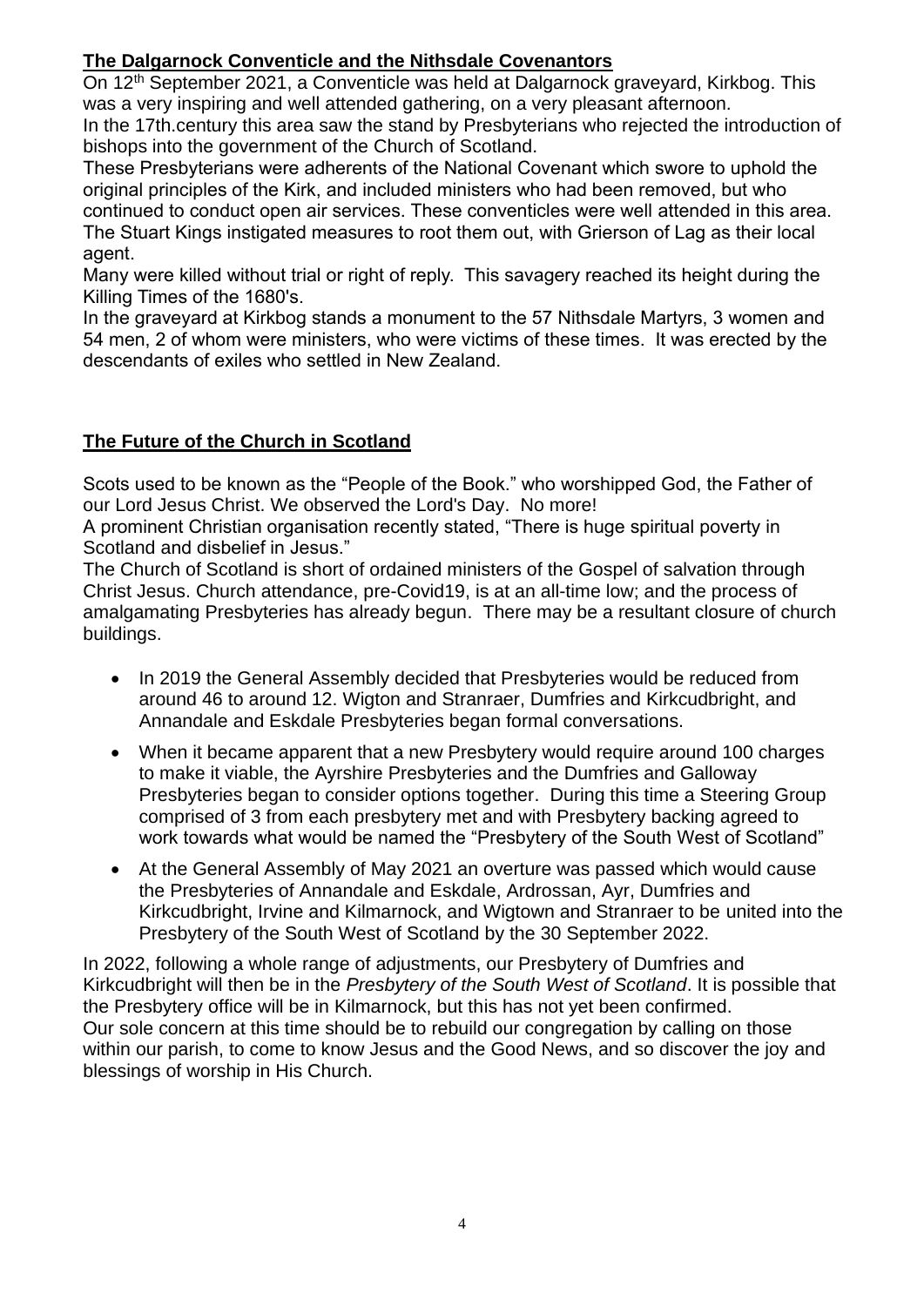## **The Dalgarnock Conventicle and the Nithsdale Covenantors**

On 12th September 2021, a Conventicle was held at Dalgarnock graveyard, Kirkbog. This was a very inspiring and well attended gathering, on a very pleasant afternoon.

In the 17th.century this area saw the stand by Presbyterians who rejected the introduction of bishops into the government of the Church of Scotland.

These Presbyterians were adherents of the National Covenant which swore to uphold the original principles of the Kirk, and included ministers who had been removed, but who continued to conduct open air services. These conventicles were well attended in this area.

The Stuart Kings instigated measures to root them out, with Grierson of Lag as their local agent.

Many were killed without trial or right of reply. This savagery reached its height during the Killing Times of the 1680's.

In the graveyard at Kirkbog stands a monument to the 57 Nithsdale Martyrs, 3 women and 54 men, 2 of whom were ministers, who were victims of these times. It was erected by the descendants of exiles who settled in New Zealand.

## **The Future of the Church in Scotland**

Scots used to be known as the "People of the Book." who worshipped God, the Father of our Lord Jesus Christ. We observed the Lord's Day. No more!

A prominent Christian organisation recently stated, "There is huge spiritual poverty in Scotland and disbelief in Jesus."

The Church of Scotland is short of ordained ministers of the Gospel of salvation through Christ Jesus. Church attendance, pre-Covid19, is at an all-time low; and the process of amalgamating Presbyteries has already begun. There may be a resultant closure of church buildings.

- In 2019 the General Assembly decided that Presbyteries would be reduced from around 46 to around 12. Wigton and Stranraer, Dumfries and Kirkcudbright, and Annandale and Eskdale Presbyteries began formal conversations.
- When it became apparent that a new Presbytery would require around 100 charges to make it viable, the Ayrshire Presbyteries and the Dumfries and Galloway Presbyteries began to consider options together. During this time a Steering Group comprised of 3 from each presbytery met and with Presbytery backing agreed to work towards what would be named the "Presbytery of the South West of Scotland"
- At the General Assembly of May 2021 an overture was passed which would cause the Presbyteries of Annandale and Eskdale, Ardrossan, Ayr, Dumfries and Kirkcudbright, Irvine and Kilmarnock, and Wigtown and Stranraer to be united into the Presbytery of the South West of Scotland by the 30 September 2022.

In 2022, following a whole range of adjustments, our Presbytery of Dumfries and Kirkcudbright will then be in the *Presbytery of the South West of Scotland*. It is possible that the Presbytery office will be in Kilmarnock, but this has not yet been confirmed.

Our sole concern at this time should be to rebuild our congregation by calling on those within our parish, to come to know Jesus and the Good News, and so discover the joy and blessings of worship in His Church.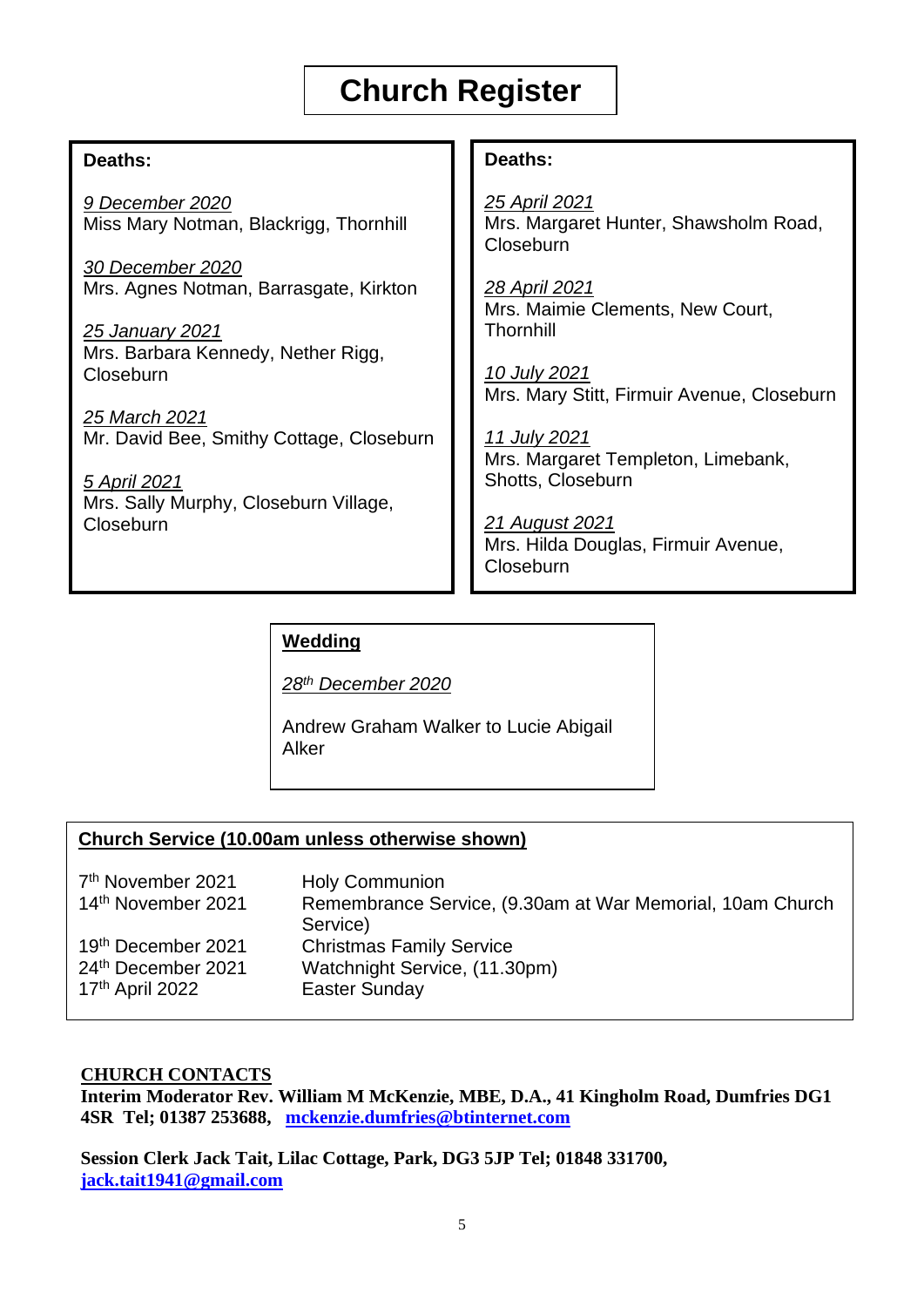# Church Register

**Deaths:**

*9 December 2020*
Miss Mary Notman, Blackrigg, Thornhill

*30 December 2020*
Mrs. Agnes Notman, Barrasgate, Kirkton

*25 January 2021*
Mrs. Barbara Kennedy, Nether Rigg, Closeburn

*25 March 2021*
Mr. David Bee, Smithy Cottage, Closeburn

*5 April 2021*
Mrs. Sally Murphy, Closeburn Village, Closeburn

**Deaths:**

*25 April 2021*
Mrs. Margaret Hunter, Shawsholm Road, Closeburn

*28 April 2021*
Mrs. Maimie Clements, New Court, Thornhill

*10 July 2021*
Mrs. Mary Stitt, Firmuir Avenue, Closeburn

*11 July 2021*
Mrs. Margaret Templeton, Limebank, Shotts, Closeburn

*21 August 2021*
Mrs. Hilda Douglas, Firmuir Avenue, Closeburn

**Wedding**

*28th December 2020*

Andrew Graham Walker to Lucie Abigail Alker

**Church Service (10.00am unless otherwise shown)**

| | |
|---|---|
| 7th November 2021 | Holy Communion |
| 14th November 2021 | Remembrance Service, (9.30am at War Memorial, 10am Church Service) |
| 19th December 2021 | Christmas Family Service |
| 24th December 2021 | Watchnight Service, (11.30pm) |
| 17th April 2022 | Easter Sunday |

**CHURCH CONTACTS**
**Interim Moderator Rev. William M McKenzie, MBE, D.A., 41 Kingholm Road, Dumfries DG1 4SR Tel; 01387 253688, mckenzie.dumfries@btinternet.com**

**Session Clerk Jack Tait, Lilac Cottage, Park, DG3 5JP Tel; 01848 331700, jack.tait1941@gmail.com**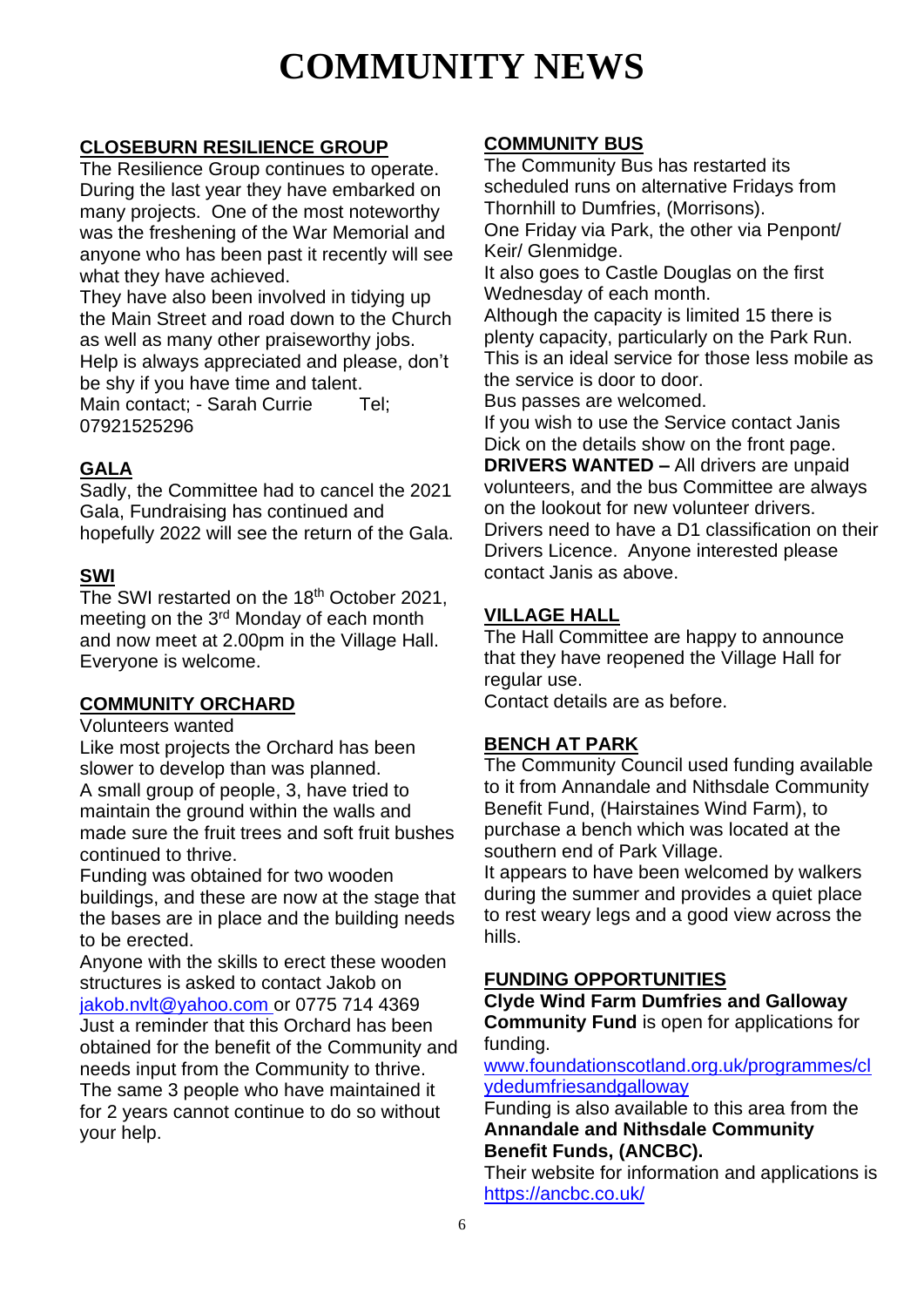# COMMUNITY NEWS

## CLOSEBURN RESILIENCE GROUP

The Resilience Group continues to operate. During the last year they have embarked on many projects. One of the most noteworthy was the freshening of the War Memorial and anyone who has been past it recently will see what they have achieved.

They have also been involved in tidying up the Main Street and road down to the Church as well as many other praiseworthy jobs.

Help is always appreciated and please, don't be shy if you have time and talent.

Main contact; - Sarah Currie Tel; 07921525296

## GALA

Sadly, the Committee had to cancel the 2021 Gala, Fundraising has continued and hopefully 2022 will see the return of the Gala.

## SWI

The SWI restarted on the 18th October 2021, meeting on the 3rd Monday of each month and now meet at 2.00pm in the Village Hall. Everyone is welcome.

## COMMUNITY ORCHARD

Volunteers wanted

Like most projects the Orchard has been slower to develop than was planned.

A small group of people, 3, have tried to maintain the ground within the walls and made sure the fruit trees and soft fruit bushes continued to thrive.

Funding was obtained for two wooden buildings, and these are now at the stage that the bases are in place and the building needs to be erected.

Anyone with the skills to erect these wooden structures is asked to contact Jakob on jakob.nvlt@yahoo.com or 0775 714 4369

Just a reminder that this Orchard has been obtained for the benefit of the Community and needs input from the Community to thrive.

The same 3 people who have maintained it for 2 years cannot continue to do so without your help.

## COMMUNITY BUS

The Community Bus has restarted its scheduled runs on alternative Fridays from Thornhill to Dumfries, (Morrisons).

One Friday via Park, the other via Penpont/ Keir/ Glenmidge.

It also goes to Castle Douglas on the first Wednesday of each month.

Although the capacity is limited 15 there is plenty capacity, particularly on the Park Run.

This is an ideal service for those less mobile as the service is door to door.

Bus passes are welcomed.

If you wish to use the Service contact Janis Dick on the details show on the front page.

**DRIVERS WANTED –** All drivers are unpaid volunteers, and the bus Committee are always on the lookout for new volunteer drivers. Drivers need to have a D1 classification on their Drivers Licence. Anyone interested please contact Janis as above.

## VILLAGE HALL

The Hall Committee are happy to announce that they have reopened the Village Hall for regular use.

Contact details are as before.

## BENCH AT PARK

The Community Council used funding available to it from Annandale and Nithsdale Community Benefit Fund, (Hairstaines Wind Farm), to purchase a bench which was located at the southern end of Park Village.

It appears to have been welcomed by walkers during the summer and provides a quiet place to rest weary legs and a good view across the hills.

## FUNDING OPPORTUNITIES

**Clyde Wind Farm Dumfries and Galloway Community Fund** is open for applications for funding.

www.foundationscotland.org.uk/programmes/clydedumfriesandgalloway

Funding is also available to this area from the **Annandale and Nithsdale Community Benefit Funds, (ANCBC).**

Their website for information and applications is https://ancbc.co.uk/